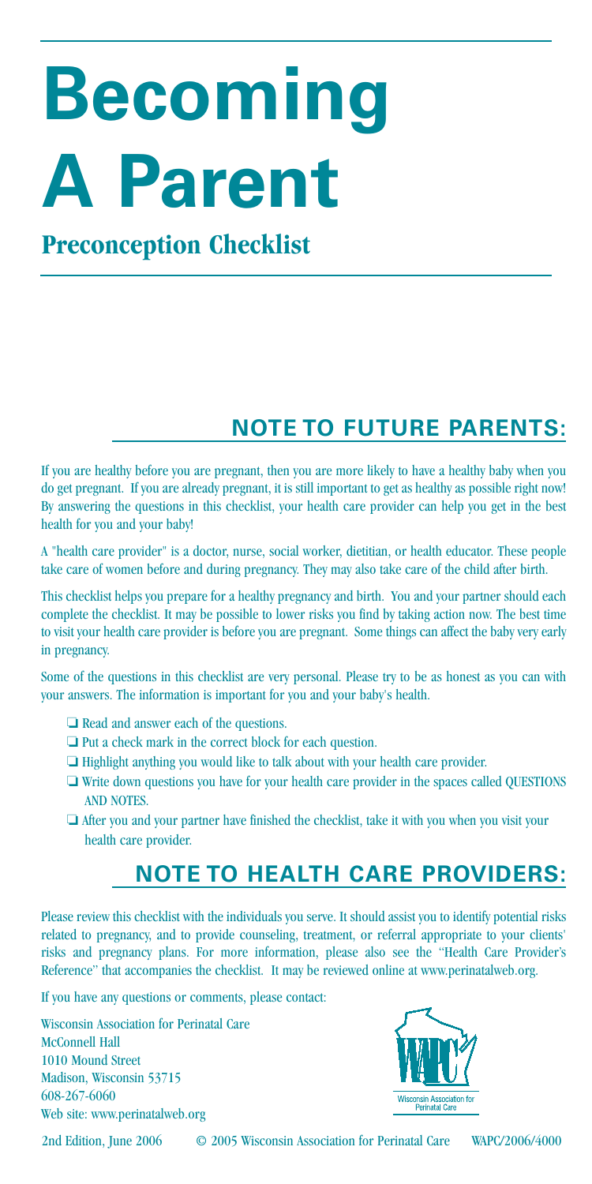# Becoming A Parent

## Preconception Checklist

## NOTE TO FUTURE PARENTS:

If you are healthy before you are pregnant, then you are more likely to have a healthy baby when you do get pregnant. If you are already pregnant, it is still important to get as healthy as possible right now! By answering the questions in this checklist, your health care provider can help you get in the best health for you and your baby!

A "health care provider" is a doctor, nurse, social worker, dietitian, or health educator. These people take care of women before and during pregnancy. They may also take care of the child after birth.

This checklist helps you prepare for a healthy pregnancy and birth. You and your partner should each complete the checklist. It may be possible to lower risks you find by taking action now. The best time to visit your health care provider is before you are pregnant. Some things can affect the baby very early in pregnancy.

Some of the questions in this checklist are very personal. Please try to be as honest as you can with your answers. The information is important for you and your baby's health.

- ❏ Read and answer each of the questions.
- ❏ Put a check mark in the correct block for each question.
- ❏ Highlight anything you would like to talk about with your health care provider.
- ❏ Write down questions you have for your health care provider in the spaces called QUESTIONS AND NOTES.
- ❏ After you and your partner have finished the checklist, take it with you when you visit your health care provider.

## NOTE TO HEALTH CARE PROVIDERS:

Please review this checklist with the individuals you serve. It should assist you to identify potential risks related to pregnancy, and to provide counseling, treatment, or referral appropriate to your clients' risks and pregnancy plans. For more information, please also see the "Health Care Provider's Reference" that accompanies the checklist. It may be reviewed online at www.perinatalweb.org.

If you have any questions or comments, please contact:

Wisconsin Association for Perinatal Care
McConnell Hall
1010 Mound Street
Madison, Wisconsin 53715
608-267-6060
Web site: www.perinatalweb.org

Wisconsin Association for Perinatal Care

2nd Edition, June 2006 © 2005 Wisconsin Association for Perinatal Care WAPC/2006/4000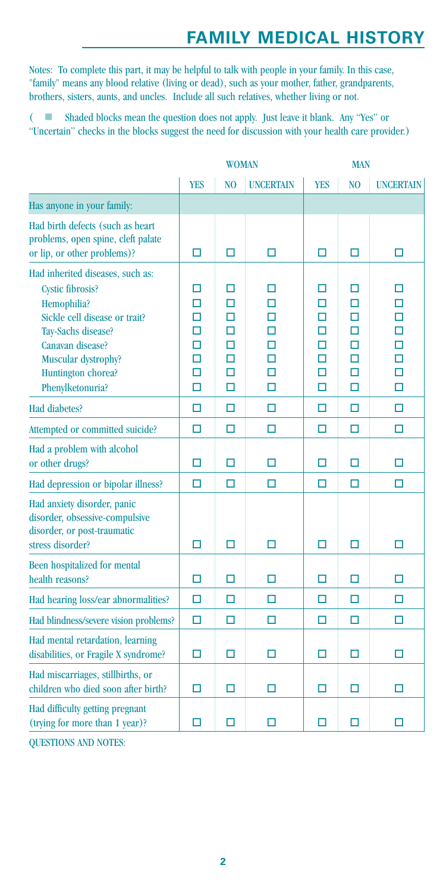# FAMILY MEDICAL HISTORY

Notes: To complete this part, it may be helpful to talk with people in your family. In this case, "family" means any blood relative (living or dead), such as your mother, father, grandparents, brothers, sisters, aunts, and uncles. Include all such relatives, whether living or not.

( ■ Shaded blocks mean the question does not apply. Just leave it blank. Any "Yes" or "Uncertain" checks in the blocks suggest the need for discussion with your health care provider.)

| | WOMAN | | | MAN | | |
|---|---|---|---|---|---|---|
| | YES | NO | UNCERTAIN | YES | NO | UNCERTAIN |
| Has anyone in your family: | | | | | | |
| Had birth defects (such as heart problems, open spine, cleft palate or lip, or other problems)? | ☐ | ☐ | ☐ | ☐ | ☐ | ☐ |
| Had inherited diseases, such as: | | | | | | |
| Cystic fibrosis? | ☐ | ☐ | ☐ | ☐ | ☐ | ☐ |
| Hemophilia? | ☐ | ☐ | ☐ | ☐ | ☐ | ☐ |
| Sickle cell disease or trait? | ☐ | ☐ | ☐ | ☐ | ☐ | ☐ |
| Tay-Sachs disease? | ☐ | ☐ | ☐ | ☐ | ☐ | ☐ |
| Canavan disease? | ☐ | ☐ | ☐ | ☐ | ☐ | ☐ |
| Muscular dystrophy? | ☐ | ☐ | ☐ | ☐ | ☐ | ☐ |
| Huntington chorea? | ☐ | ☐ | ☐ | ☐ | ☐ | ☐ |
| Phenylketonuria? | ☐ | ☐ | ☐ | ☐ | ☐ | ☐ |
| Had diabetes? | ☐ | ☐ | ☐ | ☐ | ☐ | ☐ |
| Attempted or committed suicide? | ☐ | ☐ | ☐ | ☐ | ☐ | ☐ |
| Had a problem with alcohol or other drugs? | ☐ | ☐ | ☐ | ☐ | ☐ | ☐ |
| Had depression or bipolar illness? | ☐ | ☐ | ☐ | ☐ | ☐ | ☐ |
| Had anxiety disorder, panic disorder, obsessive-compulsive disorder, or post-traumatic stress disorder? | ☐ | ☐ | ☐ | ☐ | ☐ | ☐ |
| Been hospitalized for mental health reasons? | ☐ | ☐ | ☐ | ☐ | ☐ | ☐ |
| Had hearing loss/ear abnormalities? | ☐ | ☐ | ☐ | ☐ | ☐ | ☐ |
| Had blindness/severe vision problems? | ☐ | ☐ | ☐ | ☐ | ☐ | ☐ |
| Had mental retardation, learning disabilities, or Fragile X syndrome? | ☐ | ☐ | ☐ | ☐ | ☐ | ☐ |
| Had miscarriages, stillbirths, or children who died soon after birth? | ☐ | ☐ | ☐ | ☐ | ☐ | ☐ |
| Had difficulty getting pregnant (trying for more than 1 year)? | ☐ | ☐ | ☐ | ☐ | ☐ | ☐ |

QUESTIONS AND NOTES: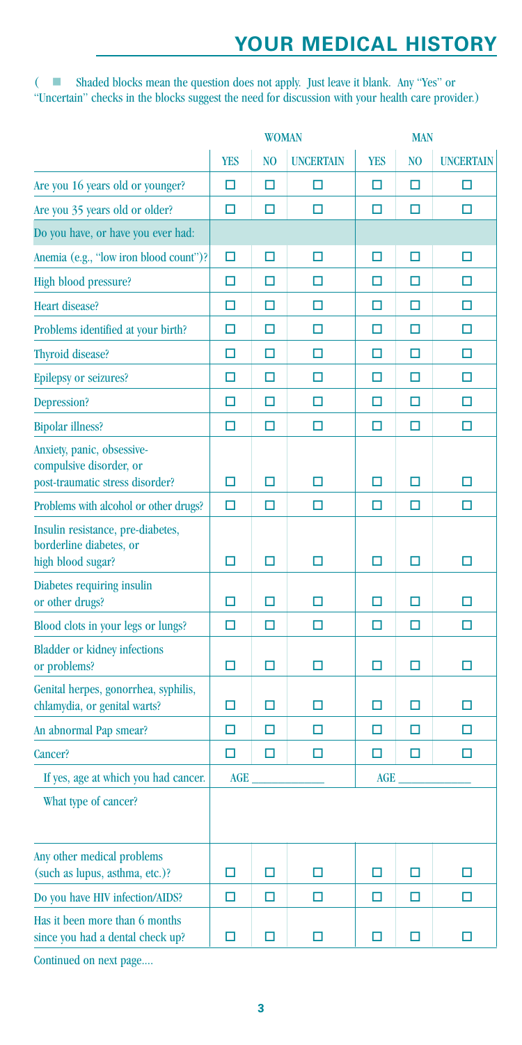# YOUR MEDICAL HISTORY

( ■ Shaded blocks mean the question does not apply. Just leave it blank. Any "Yes" or "Uncertain" checks in the blocks suggest the need for discussion with your health care provider.)

| | WOMAN | | | MAN | | |
|---|---|---|---|---|---|---|
| | YES | NO | UNCERTAIN | YES | NO | UNCERTAIN |
| Are you 16 years old or younger? | ☐ | ☐ | ☐ | ☐ | ☐ | ☐ |
| Are you 35 years old or older? | ☐ | ☐ | ☐ | ☐ | ☐ | ☐ |
| Do you have, or have you ever had: | | | | | | |
| Anemia (e.g., "low iron blood count")? | ☐ | ☐ | ☐ | ☐ | ☐ | ☐ |
| High blood pressure? | ☐ | ☐ | ☐ | ☐ | ☐ | ☐ |
| Heart disease? | ☐ | ☐ | ☐ | ☐ | ☐ | ☐ |
| Problems identified at your birth? | ☐ | ☐ | ☐ | ☐ | ☐ | ☐ |
| Thyroid disease? | ☐ | ☐ | ☐ | ☐ | ☐ | ☐ |
| Epilepsy or seizures? | ☐ | ☐ | ☐ | ☐ | ☐ | ☐ |
| Depression? | ☐ | ☐ | ☐ | ☐ | ☐ | ☐ |
| Bipolar illness? | ☐ | ☐ | ☐ | ☐ | ☐ | ☐ |
| Anxiety, panic, obsessive-compulsive disorder, or post-traumatic stress disorder? | ☐ | ☐ | ☐ | ☐ | ☐ | ☐ |
| Problems with alcohol or other drugs? | ☐ | ☐ | ☐ | ☐ | ☐ | ☐ |
| Insulin resistance, pre-diabetes, borderline diabetes, or high blood sugar? | ☐ | ☐ | ☐ | ☐ | ☐ | ☐ |
| Diabetes requiring insulin or other drugs? | ☐ | ☐ | ☐ | ☐ | ☐ | ☐ |
| Blood clots in your legs or lungs? | ☐ | ☐ | ☐ | ☐ | ☐ | ☐ |
| Bladder or kidney infections or problems? | ☐ | ☐ | ☐ | ☐ | ☐ | ☐ |
| Genital herpes, gonorrhea, syphilis, chlamydia, or genital warts? | ☐ | ☐ | ☐ | ☐ | ☐ | ☐ |
| An abnormal Pap smear? | ☐ | ☐ | ☐ | ☐ | ☐ | ☐ |
| Cancer? | ☐ | ☐ | ☐ | ☐ | ☐ | ☐ |
| If yes, age at which you had cancer. | AGE ________ | | | AGE ________ | | |
| What type of cancer? | | | | | | |
| Any other medical problems (such as lupus, asthma, etc.)? | ☐ | ☐ | ☐ | ☐ | ☐ | ☐ |
| Do you have HIV infection/AIDS? | ☐ | ☐ | ☐ | ☐ | ☐ | ☐ |
| Has it been more than 6 months since you had a dental check up? | ☐ | ☐ | ☐ | ☐ | ☐ | ☐ |

Continued on next page....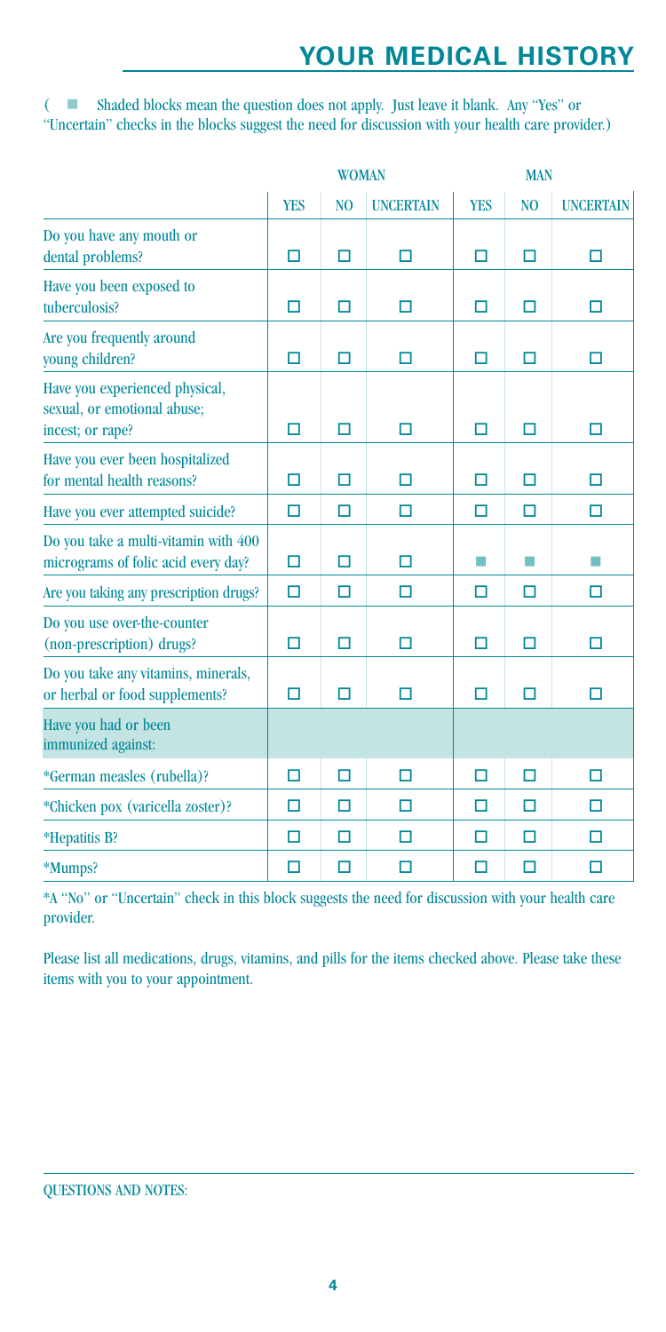# YOUR MEDICAL HISTORY

( ■ Shaded blocks mean the question does not apply. Just leave it blank. Any "Yes" or "Uncertain" checks in the blocks suggest the need for discussion with your health care provider.)

| | WOMAN | | | MAN | | |
|---|---|---|---|---|---|---|
| | YES | NO | UNCERTAIN | YES | NO | UNCERTAIN |
| Do you have any mouth or dental problems? | ☐ | ☐ | ☐ | ☐ | ☐ | ☐ |
| Have you been exposed to tuberculosis? | ☐ | ☐ | ☐ | ☐ | ☐ | ☐ |
| Are you frequently around young children? | ☐ | ☐ | ☐ | ☐ | ☐ | ☐ |
| Have you experienced physical, sexual, or emotional abuse; incest; or rape? | ☐ | ☐ | ☐ | ☐ | ☐ | ☐ |
| Have you ever been hospitalized for mental health reasons? | ☐ | ☐ | ☐ | ☐ | ☐ | ☐ |
| Have you ever attempted suicide? | ☐ | ☐ | ☐ | ☐ | ☐ | ☐ |
| Do you take a multi-vitamin with 400 micrograms of folic acid every day? | ☐ | ☐ | ☐ | ■ | ■ | ■ |
| Are you taking any prescription drugs? | ☐ | ☐ | ☐ | ☐ | ☐ | ☐ |
| Do you use over-the-counter (non-prescription) drugs? | ☐ | ☐ | ☐ | ☐ | ☐ | ☐ |
| Do you take any vitamins, minerals, or herbal or food supplements? | ☐ | ☐ | ☐ | ☐ | ☐ | ☐ |
| Have you had or been immunized against: | | | | | | |
| *German measles (rubella)? | ☐ | ☐ | ☐ | ☐ | ☐ | ☐ |
| *Chicken pox (varicella zoster)? | ☐ | ☐ | ☐ | ☐ | ☐ | ☐ |
| *Hepatitis B? | ☐ | ☐ | ☐ | ☐ | ☐ | ☐ |
| *Mumps? | ☐ | ☐ | ☐ | ☐ | ☐ | ☐ |

*A "No" or "Uncertain" check in this block suggests the need for discussion with your health care provider.

Please list all medications, drugs, vitamins, and pills for the items checked above. Please take these items with you to your appointment.

QUESTIONS AND NOTES: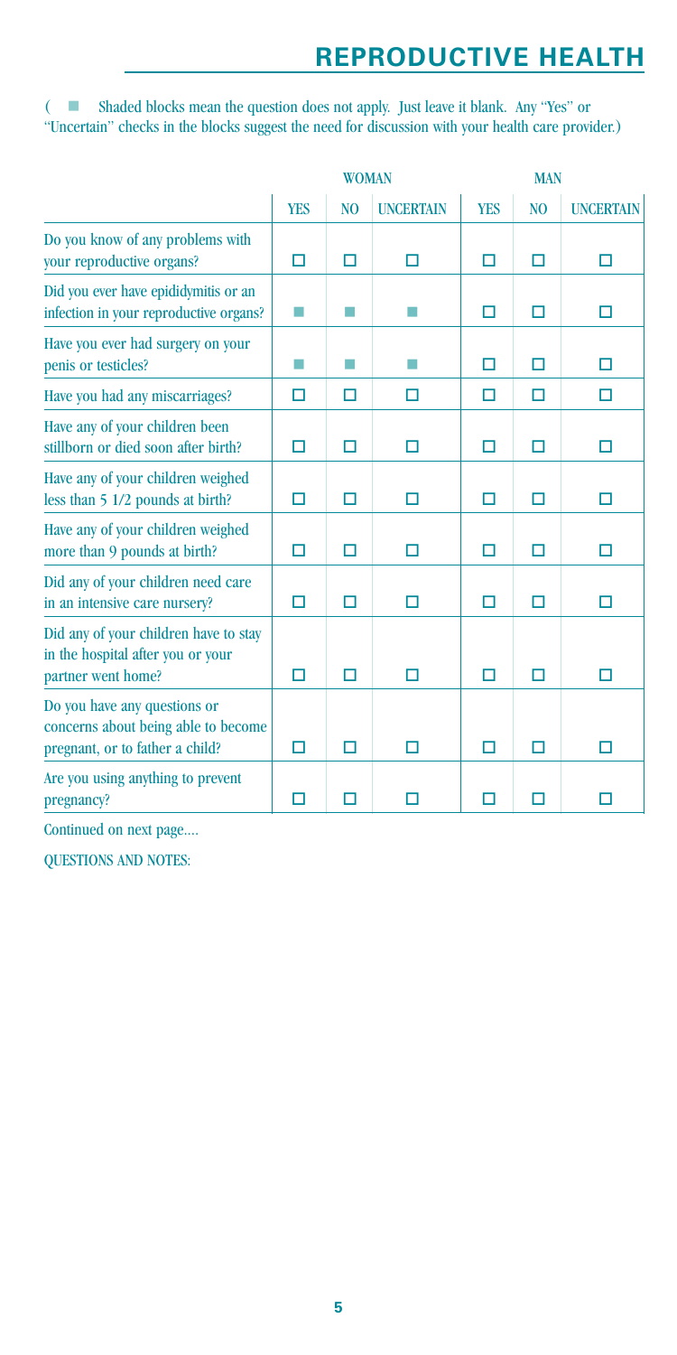# REPRODUCTIVE HEALTH

( ■ Shaded blocks mean the question does not apply. Just leave it blank. Any "Yes" or "Uncertain" checks in the blocks suggest the need for discussion with your health care provider.)

| | WOMAN | | | MAN | | |
|---|---|---|---|---|---|---|
| | YES | NO | UNCERTAIN | YES | NO | UNCERTAIN |
| Do you know of any problems with your reproductive organs? | ☐ | ☐ | ☐ | ☐ | ☐ | ☐ |
| Did you ever have epididymitis or an infection in your reproductive organs? | ■ | ■ | ■ | ☐ | ☐ | ☐ |
| Have you ever had surgery on your penis or testicles? | ■ | ■ | ■ | ☐ | ☐ | ☐ |
| Have you had any miscarriages? | ☐ | ☐ | ☐ | ☐ | ☐ | ☐ |
| Have any of your children been stillborn or died soon after birth? | ☐ | ☐ | ☐ | ☐ | ☐ | ☐ |
| Have any of your children weighed less than 5 1/2 pounds at birth? | ☐ | ☐ | ☐ | ☐ | ☐ | ☐ |
| Have any of your children weighed more than 9 pounds at birth? | ☐ | ☐ | ☐ | ☐ | ☐ | ☐ |
| Did any of your children need care in an intensive care nursery? | ☐ | ☐ | ☐ | ☐ | ☐ | ☐ |
| Did any of your children have to stay in the hospital after you or your partner went home? | ☐ | ☐ | ☐ | ☐ | ☐ | ☐ |
| Do you have any questions or concerns about being able to become pregnant, or to father a child? | ☐ | ☐ | ☐ | ☐ | ☐ | ☐ |
| Are you using anything to prevent pregnancy? | ☐ | ☐ | ☐ | ☐ | ☐ | ☐ |

Continued on next page....

QUESTIONS AND NOTES: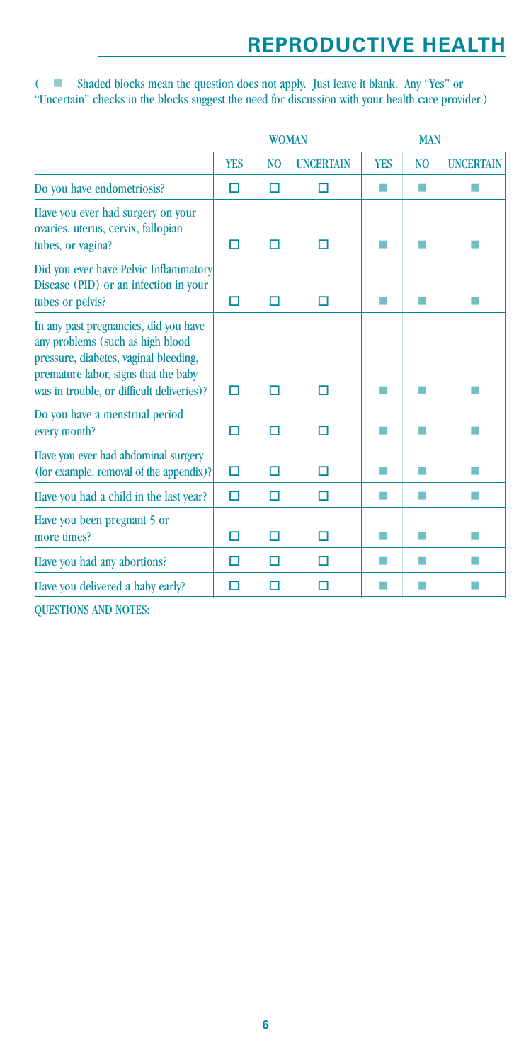# REPRODUCTIVE HEALTH

( ■ Shaded blocks mean the question does not apply. Just leave it blank. Any "Yes" or "Uncertain" checks in the blocks suggest the need for discussion with your health care provider.)

| | WOMAN | | | MAN | | |
|---|---|---|---|---|---|---|
| | YES | NO | UNCERTAIN | YES | NO | UNCERTAIN |
| Do you have endometriosis? | ☐ | ☐ | ☐ | ■ | ■ | ■ |
| Have you ever had surgery on your ovaries, uterus, cervix, fallopian tubes, or vagina? | ☐ | ☐ | ☐ | ■ | ■ | ■ |
| Did you ever have Pelvic Inflammatory Disease (PID) or an infection in your tubes or pelvis? | ☐ | ☐ | ☐ | ■ | ■ | ■ |
| In any past pregnancies, did you have any problems (such as high blood pressure, diabetes, vaginal bleeding, premature labor, signs that the baby was in trouble, or difficult deliveries)? | ☐ | ☐ | ☐ | ■ | ■ | ■ |
| Do you have a menstrual period every month? | ☐ | ☐ | ☐ | ■ | ■ | ■ |
| Have you ever had abdominal surgery (for example, removal of the appendix)? | ☐ | ☐ | ☐ | ■ | ■ | ■ |
| Have you had a child in the last year? | ☐ | ☐ | ☐ | ■ | ■ | ■ |
| Have you been pregnant 5 or more times? | ☐ | ☐ | ☐ | ■ | ■ | ■ |
| Have you had any abortions? | ☐ | ☐ | ☐ | ■ | ■ | ■ |
| Have you delivered a baby early? | ☐ | ☐ | ☐ | ■ | ■ | ■ |

QUESTIONS AND NOTES: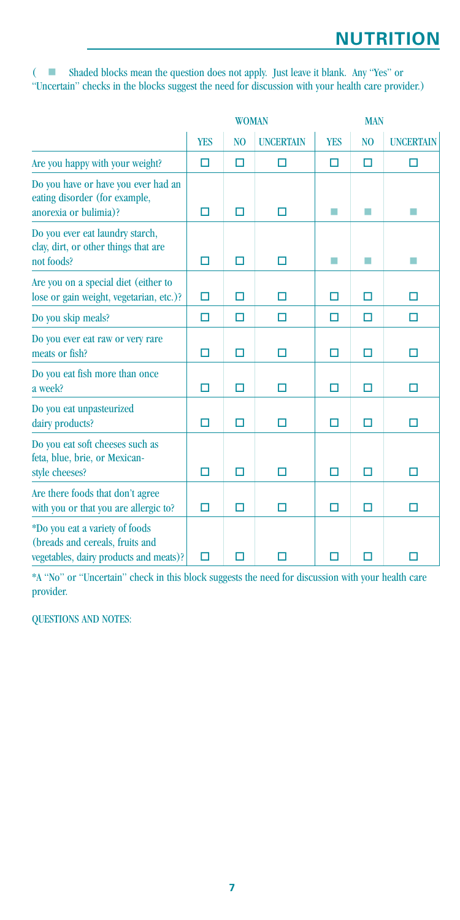# NUTRITION

( ■ Shaded blocks mean the question does not apply. Just leave it blank. Any "Yes" or "Uncertain" checks in the blocks suggest the need for discussion with your health care provider.)

| | WOMAN | | | MAN | | |
|---|---|---|---|---|---|---|
| | YES | NO | UNCERTAIN | YES | NO | UNCERTAIN |
| Are you happy with your weight? | ☐ | ☐ | ☐ | ☐ | ☐ | ☐ |
| Do you have or have you ever had an eating disorder (for example, anorexia or bulimia)? | ☐ | ☐ | ☐ | ■ | ■ | ■ |
| Do you ever eat laundry starch, clay, dirt, or other things that are not foods? | ☐ | ☐ | ☐ | ■ | ■ | ■ |
| Are you on a special diet (either to lose or gain weight, vegetarian, etc.)? | ☐ | ☐ | ☐ | ☐ | ☐ | ☐ |
| Do you skip meals? | ☐ | ☐ | ☐ | ☐ | ☐ | ☐ |
| Do you ever eat raw or very rare meats or fish? | ☐ | ☐ | ☐ | ☐ | ☐ | ☐ |
| Do you eat fish more than once a week? | ☐ | ☐ | ☐ | ☐ | ☐ | ☐ |
| Do you eat unpasteurized dairy products? | ☐ | ☐ | ☐ | ☐ | ☐ | ☐ |
| Do you eat soft cheeses such as feta, blue, brie, or Mexican-style cheeses? | ☐ | ☐ | ☐ | ☐ | ☐ | ☐ |
| Are there foods that don't agree with you or that you are allergic to? | ☐ | ☐ | ☐ | ☐ | ☐ | ☐ |
| *Do you eat a variety of foods (breads and cereals, fruits and vegetables, dairy products and meats)? | ☐ | ☐ | ☐ | ☐ | ☐ | ☐ |

*A "No" or "Uncertain" check in this block suggests the need for discussion with your health care provider.

QUESTIONS AND NOTES: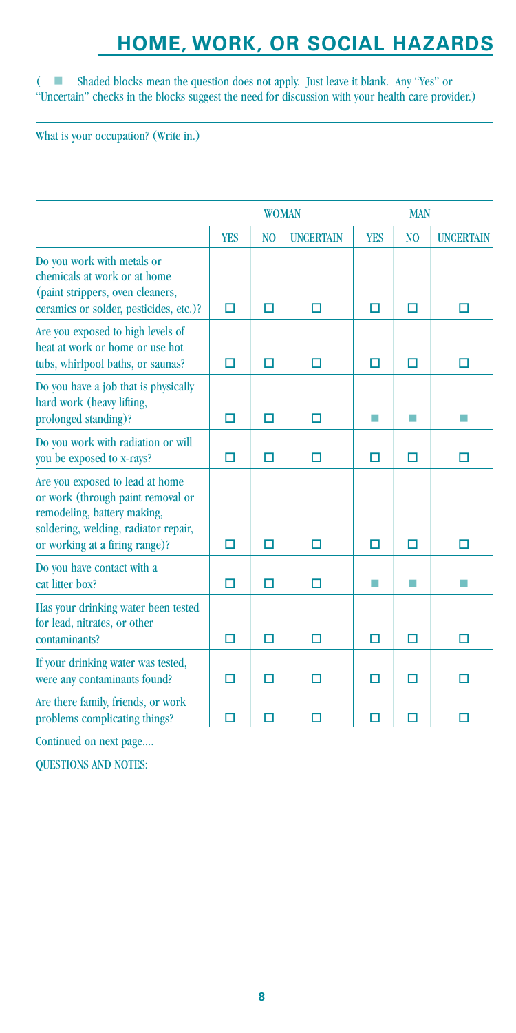# HOME, WORK, OR SOCIAL HAZARDS

( ■ Shaded blocks mean the question does not apply. Just leave it blank. Any "Yes" or "Uncertain" checks in the blocks suggest the need for discussion with your health care provider.)

What is your occupation? (Write in.)

| | WOMAN | | | MAN | | |
|---|---|---|---|---|---|---|
| | YES | NO | UNCERTAIN | YES | NO | UNCERTAIN |
| Do you work with metals or chemicals at work or at home (paint strippers, oven cleaners, ceramics or solder, pesticides, etc.)? | ☐ | ☐ | ☐ | ☐ | ☐ | ☐ |
| Are you exposed to high levels of heat at work or home or use hot tubs, whirlpool baths, or saunas? | ☐ | ☐ | ☐ | ☐ | ☐ | ☐ |
| Do you have a job that is physically hard work (heavy lifting, prolonged standing)? | ☐ | ☐ | ☐ | ■ | ■ | ■ |
| Do you work with radiation or will you be exposed to x-rays? | ☐ | ☐ | ☐ | ☐ | ☐ | ☐ |
| Are you exposed to lead at home or work (through paint removal or remodeling, battery making, soldering, welding, radiator repair, or working at a firing range)? | ☐ | ☐ | ☐ | ☐ | ☐ | ☐ |
| Do you have contact with a cat litter box? | ☐ | ☐ | ☐ | ■ | ■ | ■ |
| Has your drinking water been tested for lead, nitrates, or other contaminants? | ☐ | ☐ | ☐ | ☐ | ☐ | ☐ |
| If your drinking water was tested, were any contaminants found? | ☐ | ☐ | ☐ | ☐ | ☐ | ☐ |
| Are there family, friends, or work problems complicating things? | ☐ | ☐ | ☐ | ☐ | ☐ | ☐ |

Continued on next page....

QUESTIONS AND NOTES: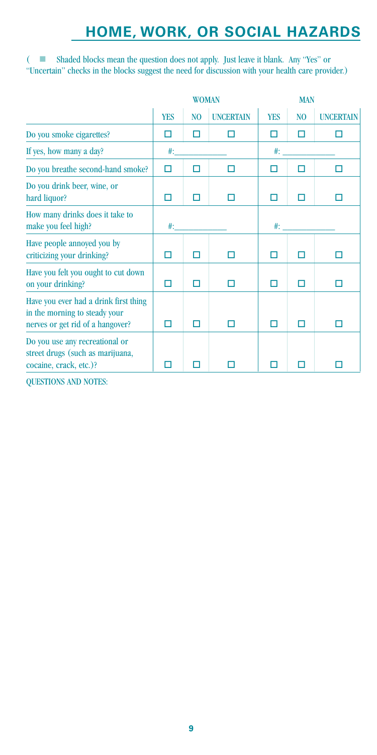# HOME, WORK, OR SOCIAL HAZARDS

( ■ Shaded blocks mean the question does not apply. Just leave it blank. Any "Yes" or "Uncertain" checks in the blocks suggest the need for discussion with your health care provider.)

| | WOMAN | | | MAN | | |
|---|---|---|---|---|---|---|
| | YES | NO | UNCERTAIN | YES | NO | UNCERTAIN |
| Do you smoke cigarettes? | ☐ | ☐ | ☐ | ☐ | ☐ | ☐ |
| If yes, how many a day? | #:\_\_\_\_\_\_\_\_\_\_ | | | #:\_\_\_\_\_\_\_\_\_\_ | | |
| Do you breathe second-hand smoke? | ☐ | ☐ | ☐ | ☐ | ☐ | ☐ |
| Do you drink beer, wine, or hard liquor? | ☐ | ☐ | ☐ | ☐ | ☐ | ☐ |
| How many drinks does it take to make you feel high? | #:\_\_\_\_\_\_\_\_\_\_ | | | #:\_\_\_\_\_\_\_\_\_\_ | | |
| Have people annoyed you by criticizing your drinking? | ☐ | ☐ | ☐ | ☐ | ☐ | ☐ |
| Have you felt you ought to cut down on your drinking? | ☐ | ☐ | ☐ | ☐ | ☐ | ☐ |
| Have you ever had a drink first thing in the morning to steady your nerves or get rid of a hangover? | ☐ | ☐ | ☐ | ☐ | ☐ | ☐ |
| Do you use any recreational or street drugs (such as marijuana, cocaine, crack, etc.)? | ☐ | ☐ | ☐ | ☐ | ☐ | ☐ |

QUESTIONS AND NOTES: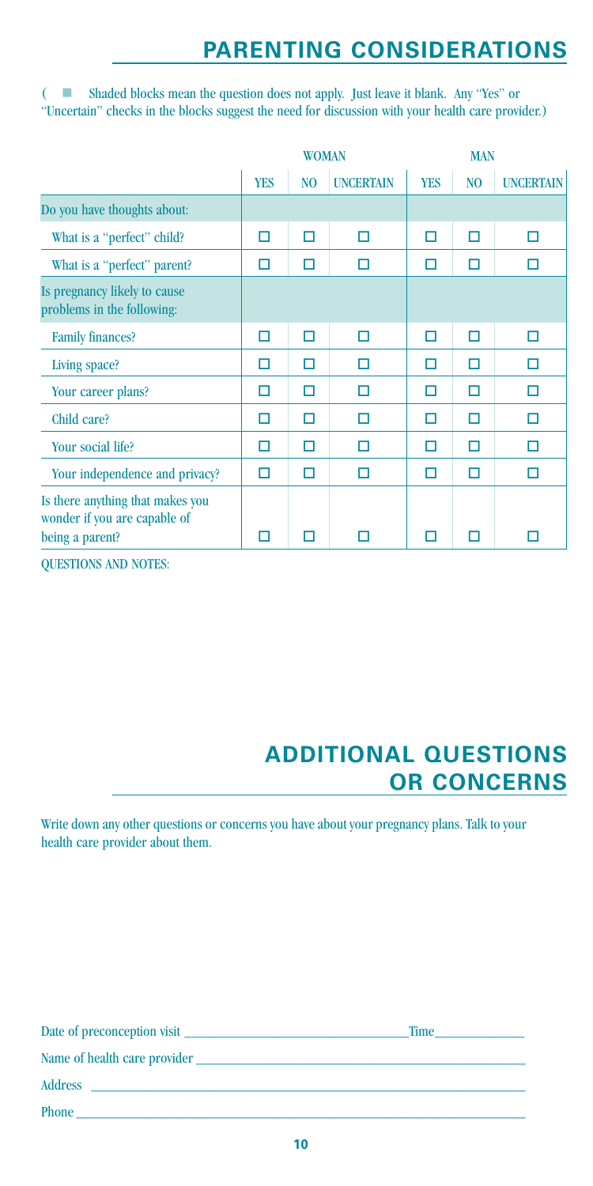## PARENTING CONSIDERATIONS

( ■ Shaded blocks mean the question does not apply. Just leave it blank. Any "Yes" or "Uncertain" checks in the blocks suggest the need for discussion with your health care provider.)

| | WOMAN | | | MAN | | |
|---|---|---|---|---|---|---|
| | YES | NO | UNCERTAIN | YES | NO | UNCERTAIN |
| Do you have thoughts about: | | | | | | |
| What is a "perfect" child? | ☐ | ☐ | ☐ | ☐ | ☐ | ☐ |
| What is a "perfect" parent? | ☐ | ☐ | ☐ | ☐ | ☐ | ☐ |
| Is pregnancy likely to cause problems in the following: | | | | | | |
| Family finances? | ☐ | ☐ | ☐ | ☐ | ☐ | ☐ |
| Living space? | ☐ | ☐ | ☐ | ☐ | ☐ | ☐ |
| Your career plans? | ☐ | ☐ | ☐ | ☐ | ☐ | ☐ |
| Child care? | ☐ | ☐ | ☐ | ☐ | ☐ | ☐ |
| Your social life? | ☐ | ☐ | ☐ | ☐ | ☐ | ☐ |
| Your independence and privacy? | ☐ | ☐ | ☐ | ☐ | ☐ | ☐ |
| Is there anything that makes you wonder if you are capable of being a parent? | ☐ | ☐ | ☐ | ☐ | ☐ | ☐ |

QUESTIONS AND NOTES:

## ADDITIONAL QUESTIONS OR CONCERNS

Write down any other questions or concerns you have about your pregnancy plans. Talk to your health care provider about them.

Date of preconception visit ________________________________ Time_____________

Name of health care provider ______________________________________________

Address __________________________________________________________

Phone ___________________________________________________________